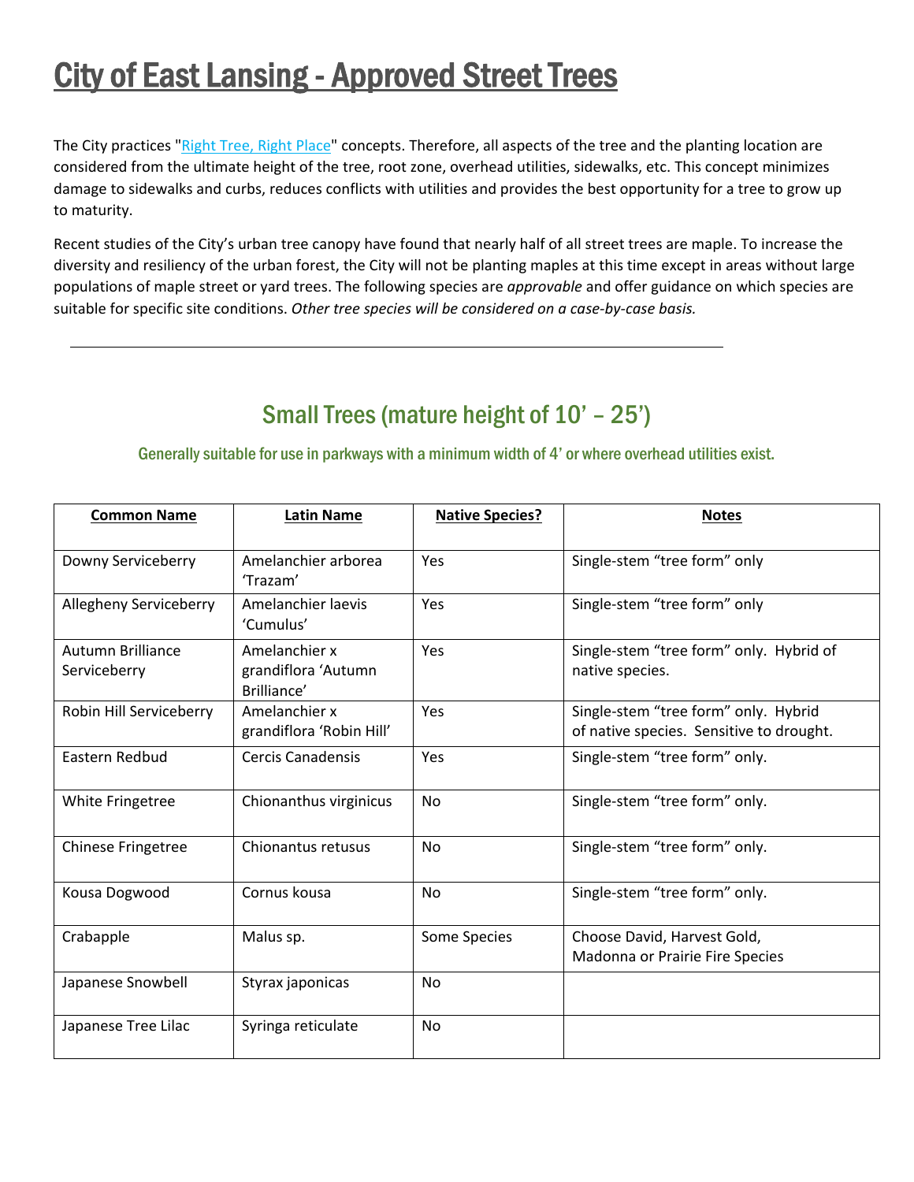# City of East Lansing - Approved Street Trees

The City practices "[Right Tree, Right Place]" concepts. Therefore, all aspects of the tree and the planting location are considered from the ultimate height of the tree, root zone, overhead utilities, sidewalks, etc. This concept minimizes damage to sidewalks and curbs, reduces conflicts with utilities and provides the best opportunity for a tree to grow up to maturity.

Recent studies of the City's urban tree canopy have found that nearly half of all street trees are maple. To increase the diversity and resiliency of the urban forest, the City will not be planting maples at this time except in areas without large populations of maple street or yard trees. The following species are *approvable* and offer guidance on which species are suitable for specific site conditions. *Other tree species will be considered on a case-by-case basis.*

---

## Small Trees (mature height of 10' – 25')

### Generally suitable for use in parkways with a minimum width of 4' or where overhead utilities exist.

| **Common Name** | **Latin Name** | **Native Species?** | **Notes** |
|---|---|---|---|
| Downy Serviceberry | Amelanchier arborea 'Trazam' | Yes | Single-stem "tree form" only |
| Allegheny Serviceberry | Amelanchier laevis 'Cumulus' | Yes | Single-stem "tree form" only |
| Autumn Brilliance Serviceberry | Amelanchier x grandiflora 'Autumn Brilliance' | Yes | Single-stem "tree form" only. Hybrid of native species. |
| Robin Hill Serviceberry | Amelanchier x grandiflora 'Robin Hill' | Yes | Single-stem "tree form" only. Hybrid of native species. Sensitive to drought. |
| Eastern Redbud | Cercis Canadensis | Yes | Single-stem "tree form" only. |
| White Fringetree | Chionanthus virginicus | No | Single-stem "tree form" only. |
| Chinese Fringetree | Chionantus retusus | No | Single-stem "tree form" only. |
| Kousa Dogwood | Cornus kousa | No | Single-stem "tree form" only. |
| Crabapple | Malus sp. | Some Species | Choose David, Harvest Gold, Madonna or Prairie Fire Species |
| Japanese Snowbell | Styrax japonicas | No | |
| Japanese Tree Lilac | Syringa reticulate | No | |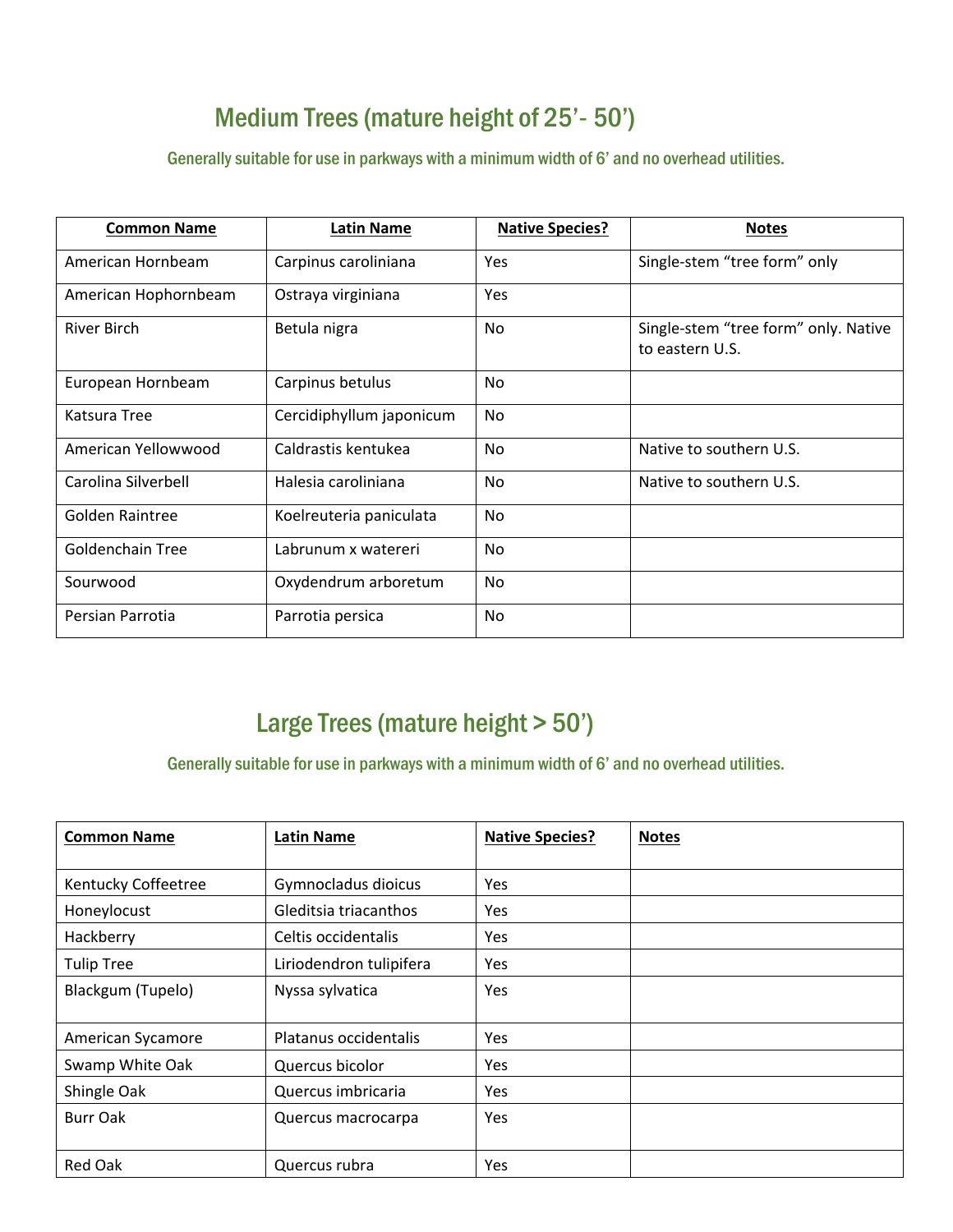## Medium Trees (mature height of 25'- 50')

Generally suitable for use in parkways with a minimum width of 6' and no overhead utilities.

| Common Name | Latin Name | Native Species? | Notes |
|---|---|---|---|
| American Hornbeam | Carpinus caroliniana | Yes | Single-stem "tree form" only |
| American Hophornbeam | Ostraya virginiana | Yes | |
| River Birch | Betula nigra | No | Single-stem "tree form" only. Native to eastern U.S. |
| European Hornbeam | Carpinus betulus | No | |
| Katsura Tree | Cercidiphyllum japonicum | No | |
| American Yellowwood | Caldrastis kentukea | No | Native to southern U.S. |
| Carolina Silverbell | Halesia caroliniana | No | Native to southern U.S. |
| Golden Raintree | Koelreuteria paniculata | No | |
| Goldenchain Tree | Labrunum x watereri | No | |
| Sourwood | Oxydendrum arboretum | No | |
| Persian Parrotia | Parrotia persica | No | |

## Large Trees (mature height > 50')

Generally suitable for use in parkways with a minimum width of 6' and no overhead utilities.

| Common Name | Latin Name | Native Species? | Notes |
|---|---|---|---|
| Kentucky Coffeetree | Gymnocladus dioicus | Yes | |
| Honeylocust | Gleditsia triacanthos | Yes | |
| Hackberry | Celtis occidentalis | Yes | |
| Tulip Tree | Liriodendron tulipifera | Yes | |
| Blackgum (Tupelo) | Nyssa sylvatica | Yes | |
| American Sycamore | Platanus occidentalis | Yes | |
| Swamp White Oak | Quercus bicolor | Yes | |
| Shingle Oak | Quercus imbricaria | Yes | |
| Burr Oak | Quercus macrocarpa | Yes | |
| Red Oak | Quercus rubra | Yes | |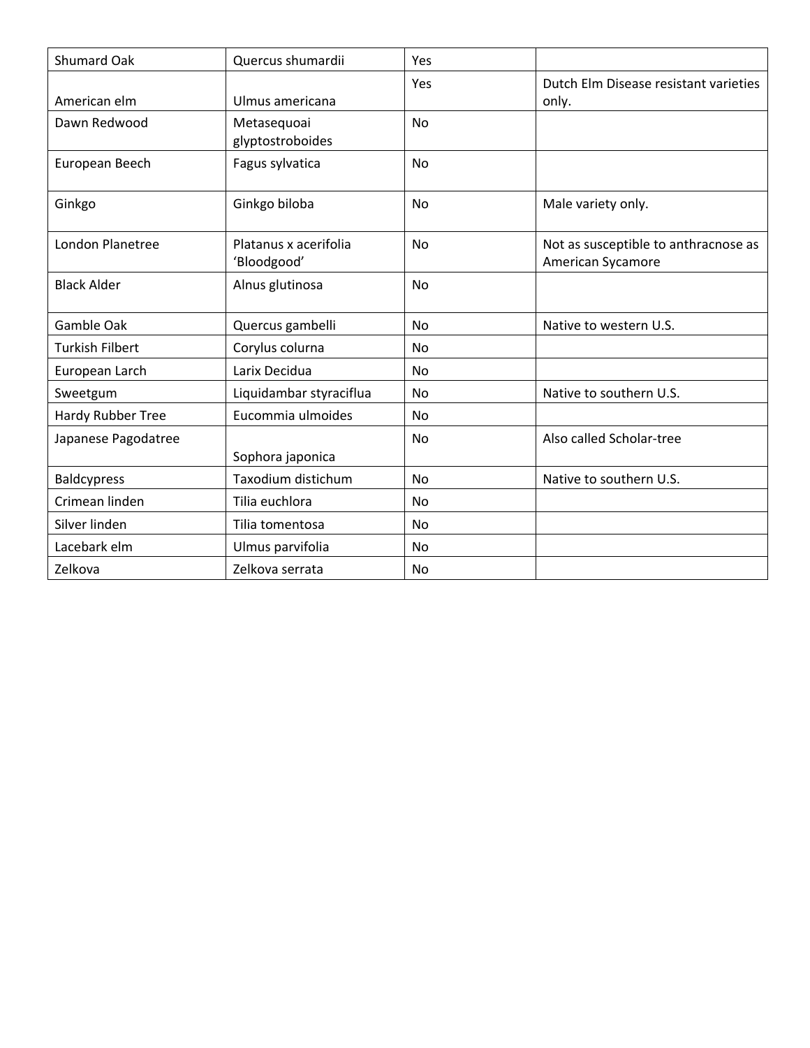| | | | |
|---|---|---|---|
| Shumard Oak | Quercus shumardii | Yes | |
| American elm | Ulmus americana | Yes | Dutch Elm Disease resistant varieties only. |
| Dawn Redwood | Metasequoai glyptostroboides | No | |
| European Beech | Fagus sylvatica | No | |
| Ginkgo | Ginkgo biloba | No | Male variety only. |
| London Planetree | Platanus x acerifolia 'Bloodgood' | No | Not as susceptible to anthracnose as American Sycamore |
| Black Alder | Alnus glutinosa | No | |
| Gamble Oak | Quercus gambelli | No | Native to western U.S. |
| Turkish Filbert | Corylus colurna | No | |
| European Larch | Larix Decidua | No | |
| Sweetgum | Liquidambar styraciflua | No | Native to southern U.S. |
| Hardy Rubber Tree | Eucommia ulmoides | No | |
| Japanese Pagodatree | Sophora japonica | No | Also called Scholar-tree |
| Baldcypress | Taxodium distichum | No | Native to southern U.S. |
| Crimean linden | Tilia euchlora | No | |
| Silver linden | Tilia tomentosa | No | |
| Lacebark elm | Ulmus parvifolia | No | |
| Zelkova | Zelkova serrata | No | |